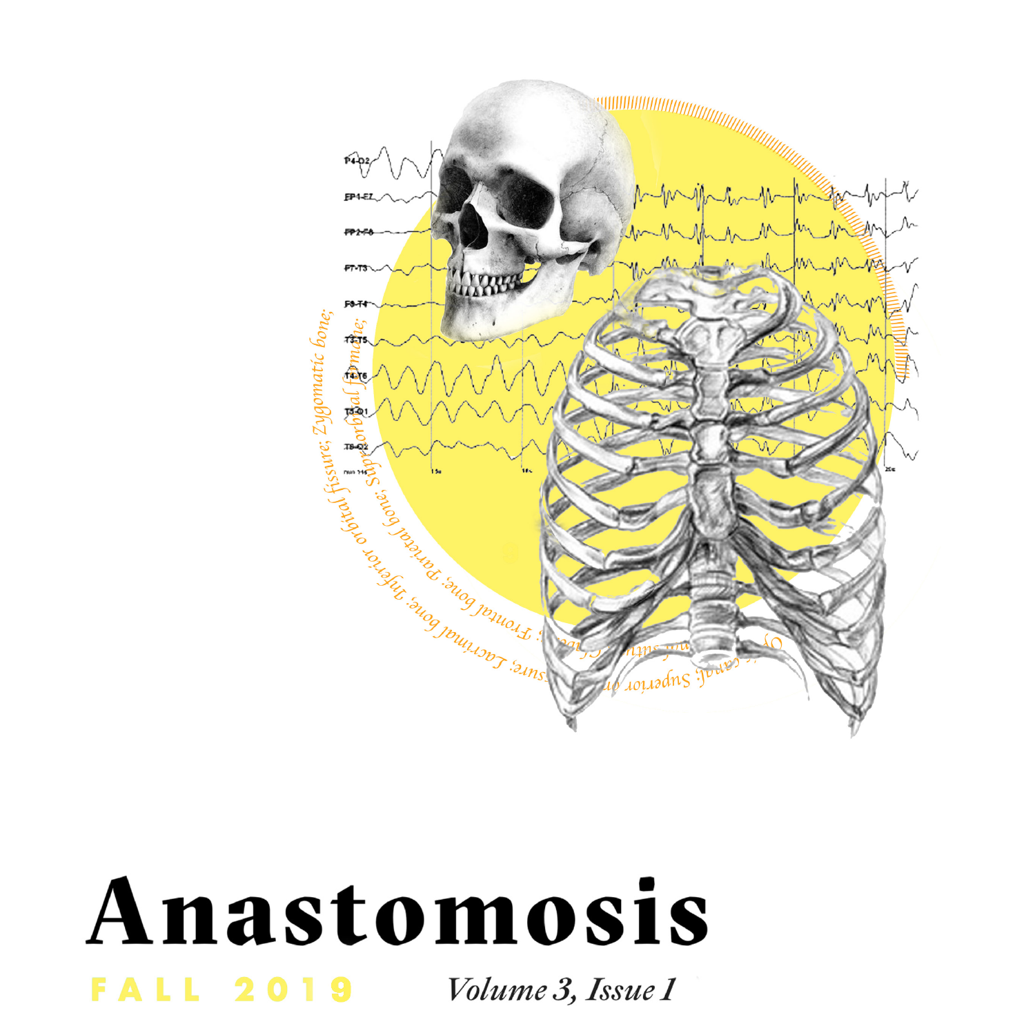# Anastomosis

FALL 2019

*Volume 3, Issue 1*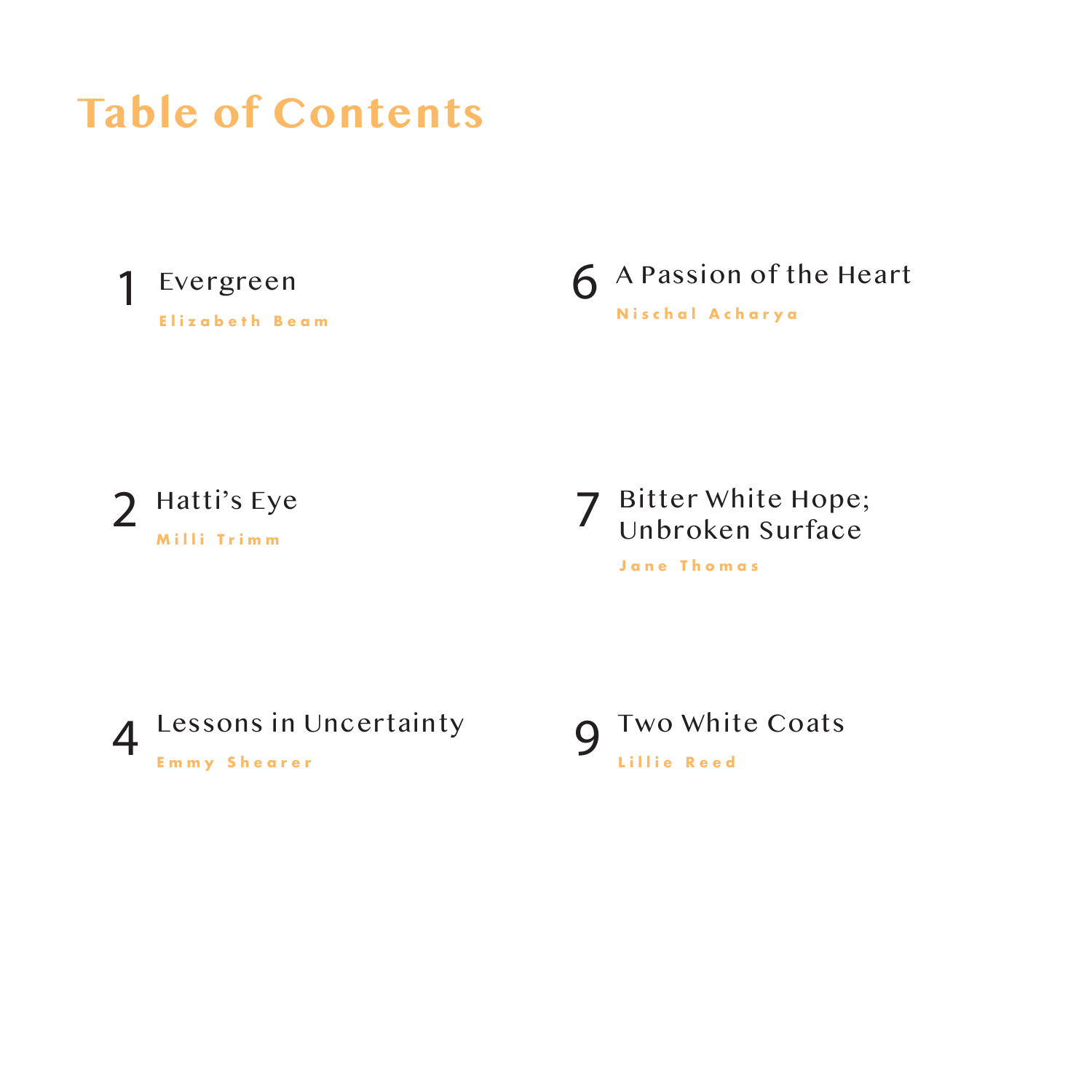# Table of Contents

1 Evergreen
Elizabeth Beam

2 Hatti's Eye
Milli Trimm

4 Lessons in Uncertainty
Emmy Shearer

6 A Passion of the Heart
Nischal Acharya

7 Bitter White Hope; Unbroken Surface
Jane Thomas

9 Two White Coats
Lillie Reed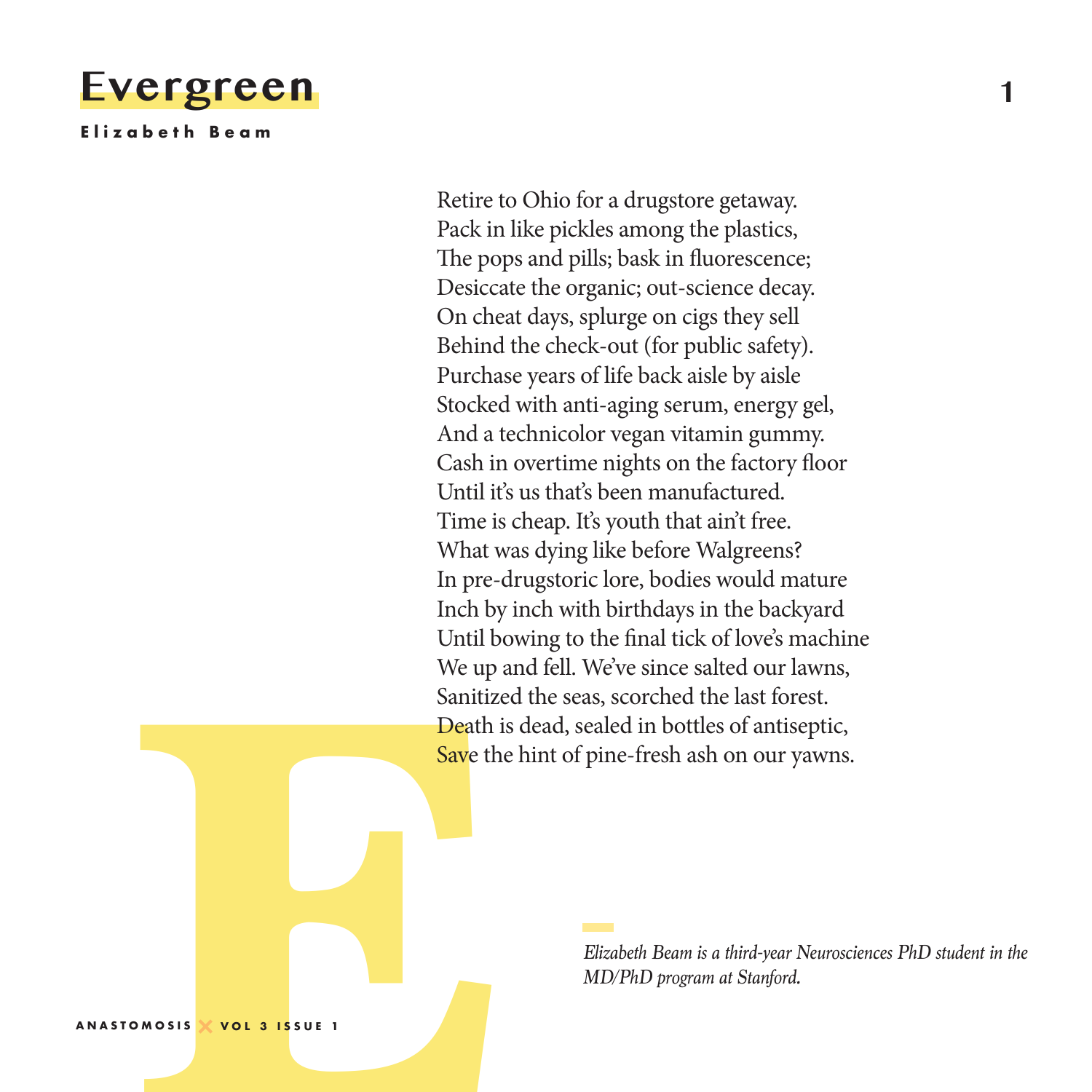# Evergreen

**Elizabeth Beam**

Retire to Ohio for a drugstore getaway.  
Pack in like pickles among the plastics,  
The pops and pills; bask in fluorescence;  
Desiccate the organic; out-science decay.  
On cheat days, splurge on cigs they sell  
Behind the check-out (for public safety).  
Purchase years of life back aisle by aisle  
Stocked with anti-aging serum, energy gel,  
And a technicolor vegan vitamin gummy.  
Cash in overtime nights on the factory floor  
Until it's us that's been manufactured.  
Time is cheap. It's youth that ain't free.  
What was dying like before Walgreens?  
In pre-drugstoric lore, bodies would mature  
Inch by inch with birthdays in the backyard  
Until bowing to the final tick of love's machine  
We up and fell. We've since salted our lawns,  
Sanitized the seas, scorched the last forest.  
Death is dead, sealed in bottles of antiseptic,  
Save the hint of pine-fresh ash on our yawns.

*Elizabeth Beam is a third-year Neurosciences PhD student in the MD/PhD program at Stanford.*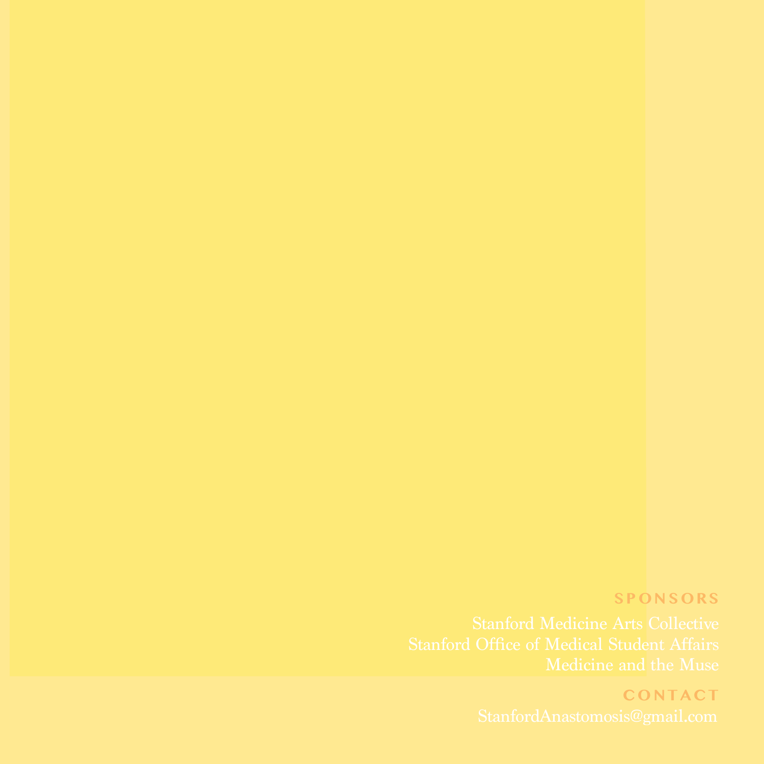## SPONSORS

Stanford Medicine Arts Collective
Stanford Office of Medical Student Affairs
Medicine and the Muse

## CONTACT

StanfordAnastomosis@gmail.com